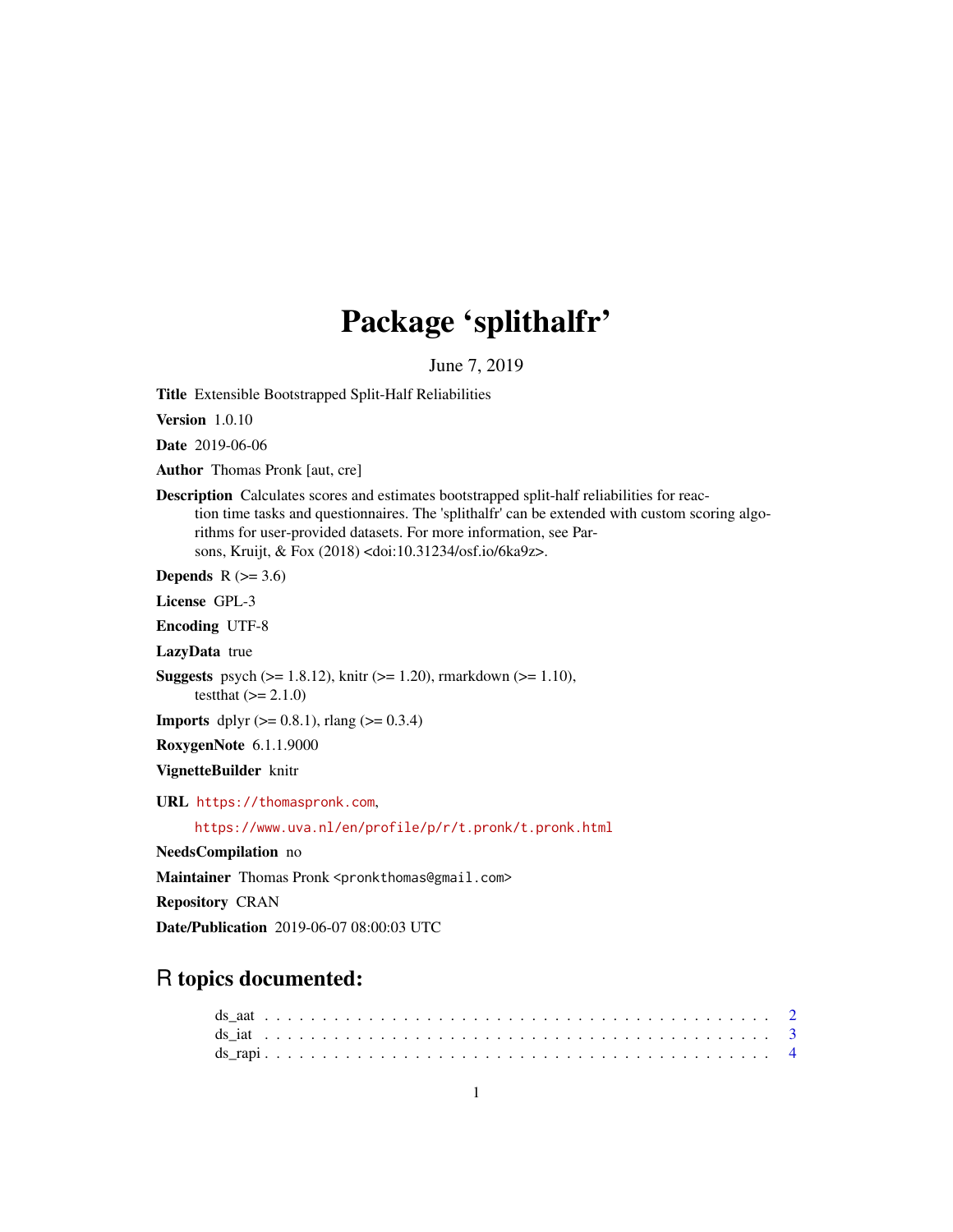# Package 'splithalfr'

June 7, 2019

**Title** Extensible Bootstrapped Split-Half Reliabilities

**Version** 1.0.10

**Date** 2019-06-06

**Author** Thomas Pronk [aut, cre]

**Description** Calculates scores and estimates bootstrapped split-half reliabilities for reaction time tasks and questionnaires. The 'splithalfr' can be extended with custom scoring algorithms for user-provided datasets. For more information, see Parsons, Kruijt, & Fox (2018) <doi:10.31234/osf.io/6ka9z>.

**Depends** R (>= 3.6)

**License** GPL-3

**Encoding** UTF-8

**LazyData** true

**Suggests** psych (>= 1.8.12), knitr (>= 1.20), rmarkdown (>= 1.10), testthat (>= 2.1.0)

**Imports** dplyr (>= 0.8.1), rlang (>= 0.3.4)

**RoxygenNote** 6.1.1.9000

**VignetteBuilder** knitr

**URL** https://thomaspronk.com, https://www.uva.nl/en/profile/p/r/t.pronk/t.pronk.html

**NeedsCompilation** no

**Maintainer** Thomas Pronk <pronkthomas@gmail.com>

**Repository** CRAN

**Date/Publication** 2019-06-07 08:00:03 UTC

## R topics documented:

ds_aat . . . . . . . . . . . . . . . . . . . . . . . . . . . . . . . . . . . . . . . . . . 2
ds_iat . . . . . . . . . . . . . . . . . . . . . . . . . . . . . . . . . . . . . . . . . . 3
ds_rapi . . . . . . . . . . . . . . . . . . . . . . . . . . . . . . . . . . . . . . . . . . 4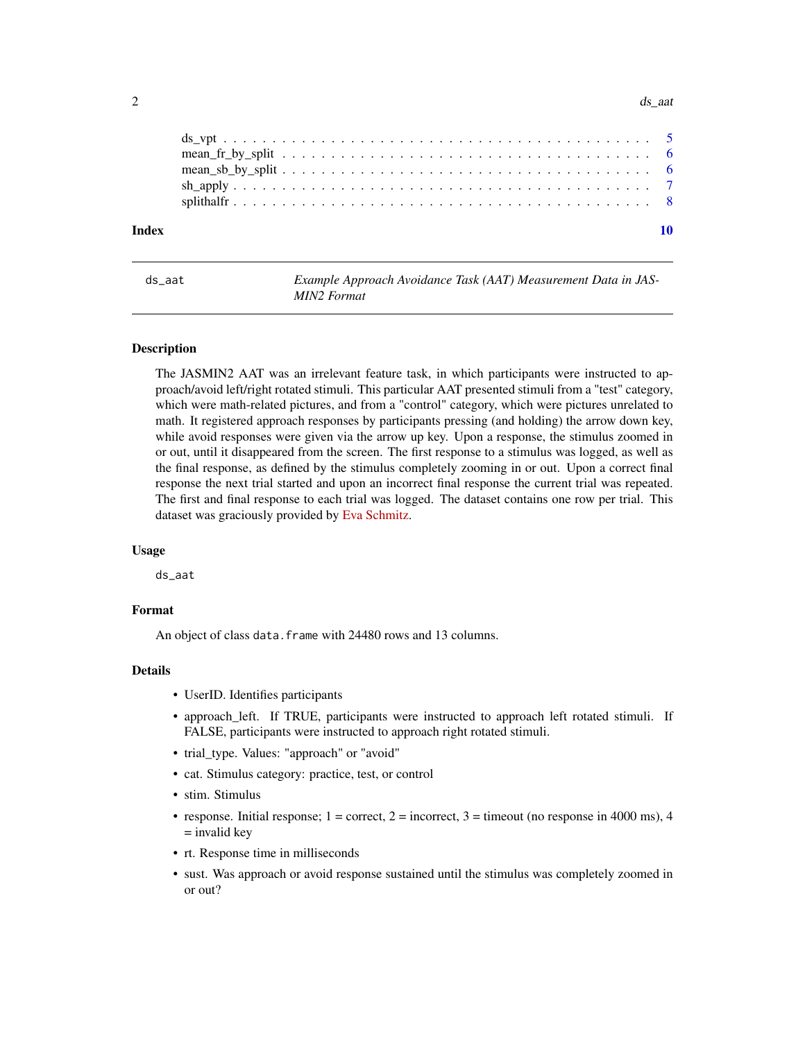ds_vpt . . . . . . . . . . . . . . . . . . . . . . . . . . . . . . . . . . . . . . . . . 5
mean_fr_by_split . . . . . . . . . . . . . . . . . . . . . . . . . . . . . . . . . . . . 6
mean_sb_by_split . . . . . . . . . . . . . . . . . . . . . . . . . . . . . . . . . . . . 6
sh_apply . . . . . . . . . . . . . . . . . . . . . . . . . . . . . . . . . . . . . . . . 7
splithalfr . . . . . . . . . . . . . . . . . . . . . . . . . . . . . . . . . . . . . . . 8

**Index** **10**

---

`ds_aat` *Example Approach Avoidance Task (AAT) Measurement Data in JASMIN2 Format*

---

### Description

The JASMIN2 AAT was an irrelevant feature task, in which participants were instructed to approach/avoid left/right rotated stimuli. This particular AAT presented stimuli from a "test" category, which were math-related pictures, and from a "control" category, which were pictures unrelated to math. It registered approach responses by participants pressing (and holding) the arrow down key, while avoid responses were given via the arrow up key. Upon a response, the stimulus zoomed in or out, until it disappeared from the screen. The first response to a stimulus was logged, as well as the final response, as defined by the stimulus completely zooming in or out. Upon a correct final response the next trial started and upon an incorrect final response the current trial was repeated. The first and final response to each trial was logged. The dataset contains one row per trial. This dataset was graciously provided by Eva Schmitz.

### Usage

```
ds_aat
```

### Format

An object of class `data.frame` with 24480 rows and 13 columns.

### Details

- UserID. Identifies participants
- approach_left. If TRUE, participants were instructed to approach left rotated stimuli. If FALSE, participants were instructed to approach right rotated stimuli.
- trial_type. Values: "approach" or "avoid"
- cat. Stimulus category: practice, test, or control
- stim. Stimulus
- response. Initial response; 1 = correct, 2 = incorrect, 3 = timeout (no response in 4000 ms), 4 = invalid key
- rt. Response time in milliseconds
- sust. Was approach or avoid response sustained until the stimulus was completely zoomed in or out?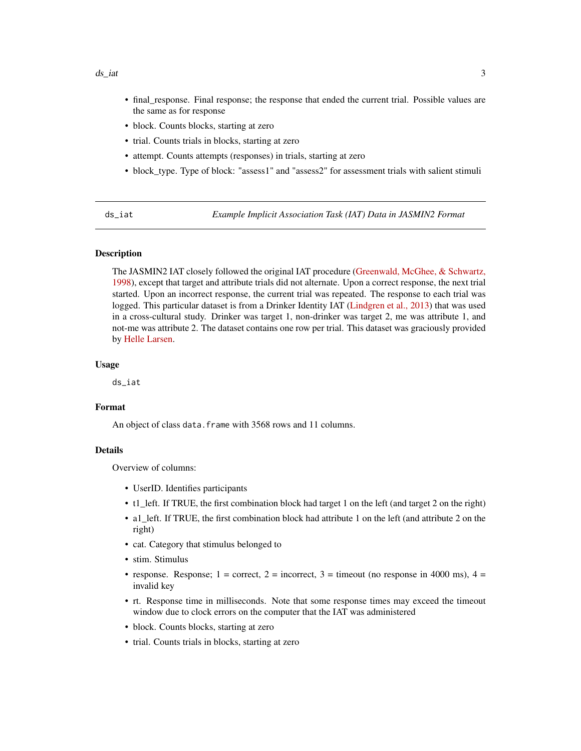- final_response. Final response; the response that ended the current trial. Possible values are the same as for response
- block. Counts blocks, starting at zero
- trial. Counts trials in blocks, starting at zero
- attempt. Counts attempts (responses) in trials, starting at zero
- block_type. Type of block: "assess1" and "assess2" for assessment trials with salient stimuli

---

## ds_iat — *Example Implicit Association Task (IAT) Data in JASMIN2 Format*

### Description

The JASMIN2 IAT closely followed the original IAT procedure (Greenwald, McGhee, & Schwartz, 1998), except that target and attribute trials did not alternate. Upon a correct response, the next trial started. Upon an incorrect response, the current trial was repeated. The response to each trial was logged. This particular dataset is from a Drinker Identity IAT (Lindgren et al., 2013) that was used in a cross-cultural study. Drinker was target 1, non-drinker was target 2, me was attribute 1, and not-me was attribute 2. The dataset contains one row per trial. This dataset was graciously provided by Helle Larsen.

### Usage

```
ds_iat
```

### Format

An object of class `data.frame` with 3568 rows and 11 columns.

### Details

Overview of columns:

- UserID. Identifies participants
- t1_left. If TRUE, the first combination block had target 1 on the left (and target 2 on the right)
- a1_left. If TRUE, the first combination block had attribute 1 on the left (and attribute 2 on the right)
- cat. Category that stimulus belonged to
- stim. Stimulus
- response. Response; 1 = correct, 2 = incorrect, 3 = timeout (no response in 4000 ms), 4 = invalid key
- rt. Response time in milliseconds. Note that some response times may exceed the timeout window due to clock errors on the computer that the IAT was administered
- block. Counts blocks, starting at zero
- trial. Counts trials in blocks, starting at zero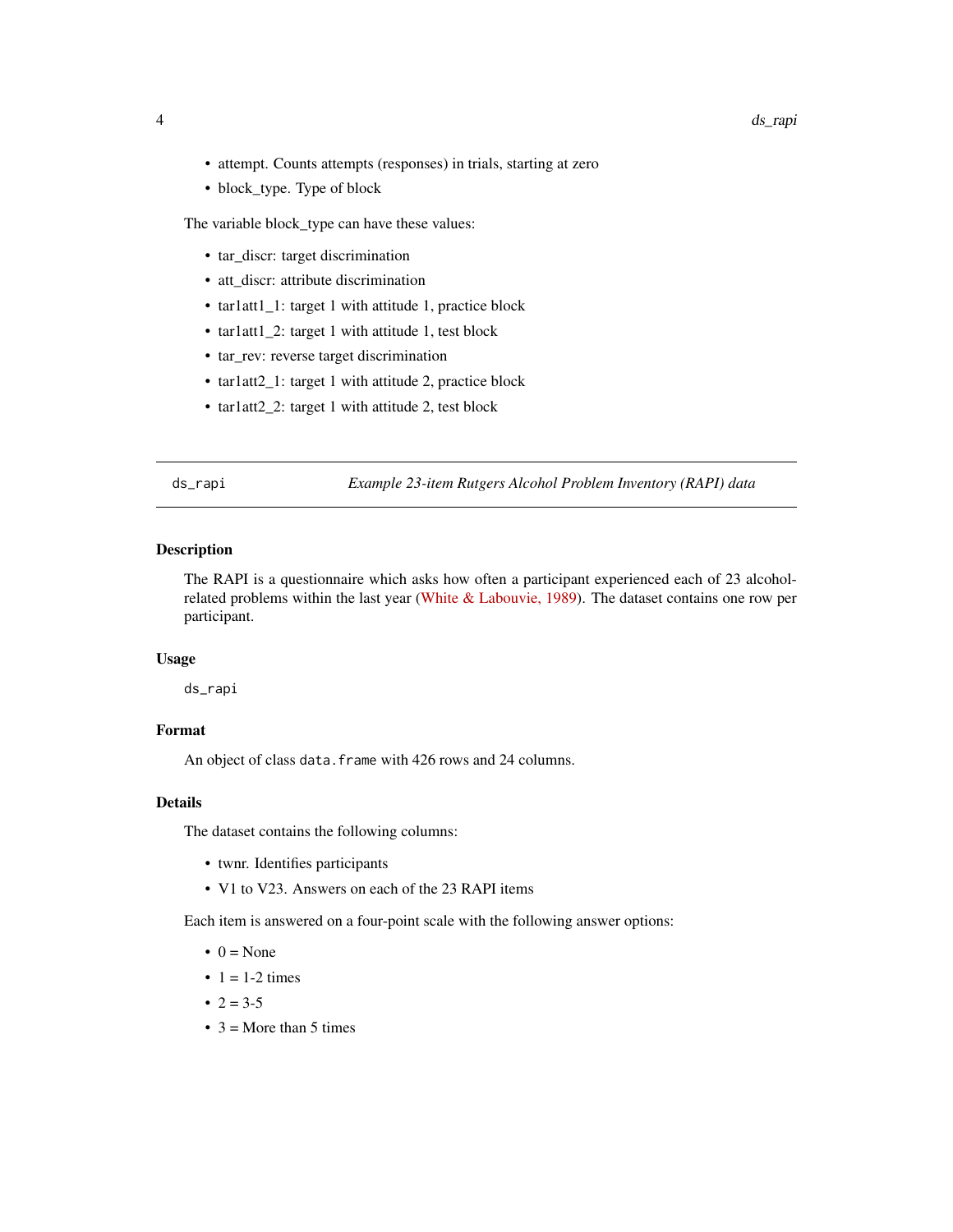- attempt. Counts attempts (responses) in trials, starting at zero
- block_type. Type of block

The variable block_type can have these values:

- tar_discr: target discrimination
- att_discr: attribute discrimination
- tar1att1_1: target 1 with attitude 1, practice block
- tar1att1_2: target 1 with attitude 1, test block
- tar_rev: reverse target discrimination
- tar1att2_1: target 1 with attitude 2, practice block
- tar1att2_2: target 1 with attitude 2, test block

---

## ds_rapi — *Example 23-item Rutgers Alcohol Problem Inventory (RAPI) data*

---

### Description

The RAPI is a questionnaire which asks how often a participant experienced each of 23 alcohol-related problems within the last year (White & Labouvie, 1989). The dataset contains one row per participant.

### Usage

```
ds_rapi
```

### Format

An object of class `data.frame` with 426 rows and 24 columns.

### Details

The dataset contains the following columns:

- twnr. Identifies participants
- V1 to V23. Answers on each of the 23 RAPI items

Each item is answered on a four-point scale with the following answer options:

- 0 = None
- 1 = 1-2 times
- 2 = 3-5
- 3 = More than 5 times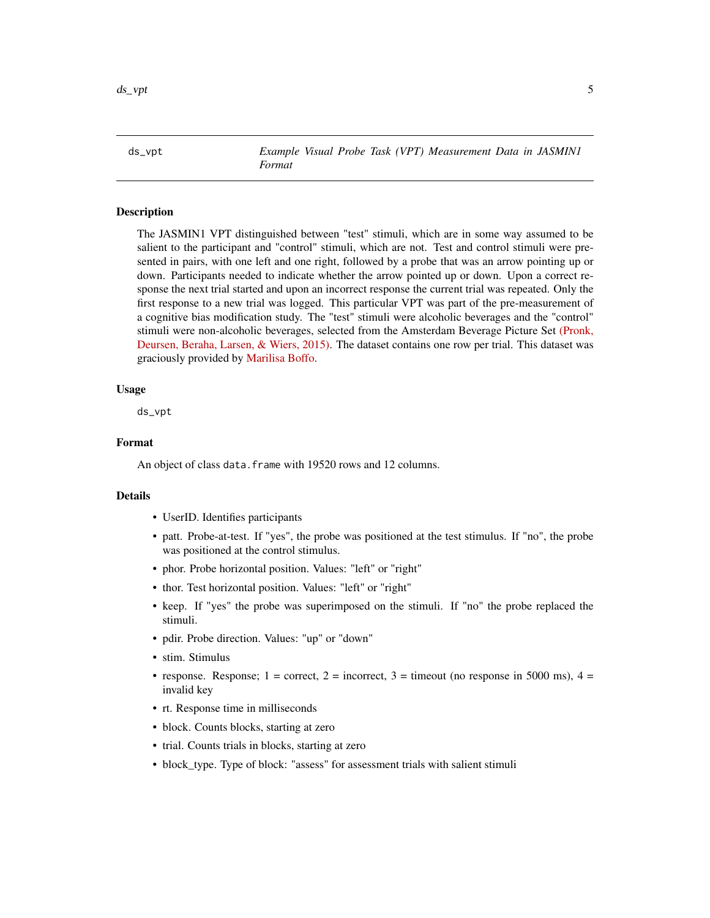## ds_vpt — *Example Visual Probe Task (VPT) Measurement Data in JASMIN1 Format*

### Description

The JASMIN1 VPT distinguished between "test" stimuli, which are in some way assumed to be salient to the participant and "control" stimuli, which are not. Test and control stimuli were presented in pairs, with one left and one right, followed by a probe that was an arrow pointing up or down. Participants needed to indicate whether the arrow pointed up or down. Upon a correct response the next trial started and upon an incorrect response the current trial was repeated. Only the first response to a new trial was logged. This particular VPT was part of the pre-measurement of a cognitive bias modification study. The "test" stimuli were alcoholic beverages and the "control" stimuli were non-alcoholic beverages, selected from the Amsterdam Beverage Picture Set (Pronk, Deursen, Beraha, Larsen, & Wiers, 2015). The dataset contains one row per trial. This dataset was graciously provided by Marilisa Boffo.

### Usage

```
ds_vpt
```

### Format

An object of class `data.frame` with 19520 rows and 12 columns.

### Details

- UserID. Identifies participants
- patt. Probe-at-test. If "yes", the probe was positioned at the test stimulus. If "no", the probe was positioned at the control stimulus.
- phor. Probe horizontal position. Values: "left" or "right"
- thor. Test horizontal position. Values: "left" or "right"
- keep. If "yes" the probe was superimposed on the stimuli. If "no" the probe replaced the stimuli.
- pdir. Probe direction. Values: "up" or "down"
- stim. Stimulus
- response. Response; 1 = correct, 2 = incorrect, 3 = timeout (no response in 5000 ms), 4 = invalid key
- rt. Response time in milliseconds
- block. Counts blocks, starting at zero
- trial. Counts trials in blocks, starting at zero
- block_type. Type of block: "assess" for assessment trials with salient stimuli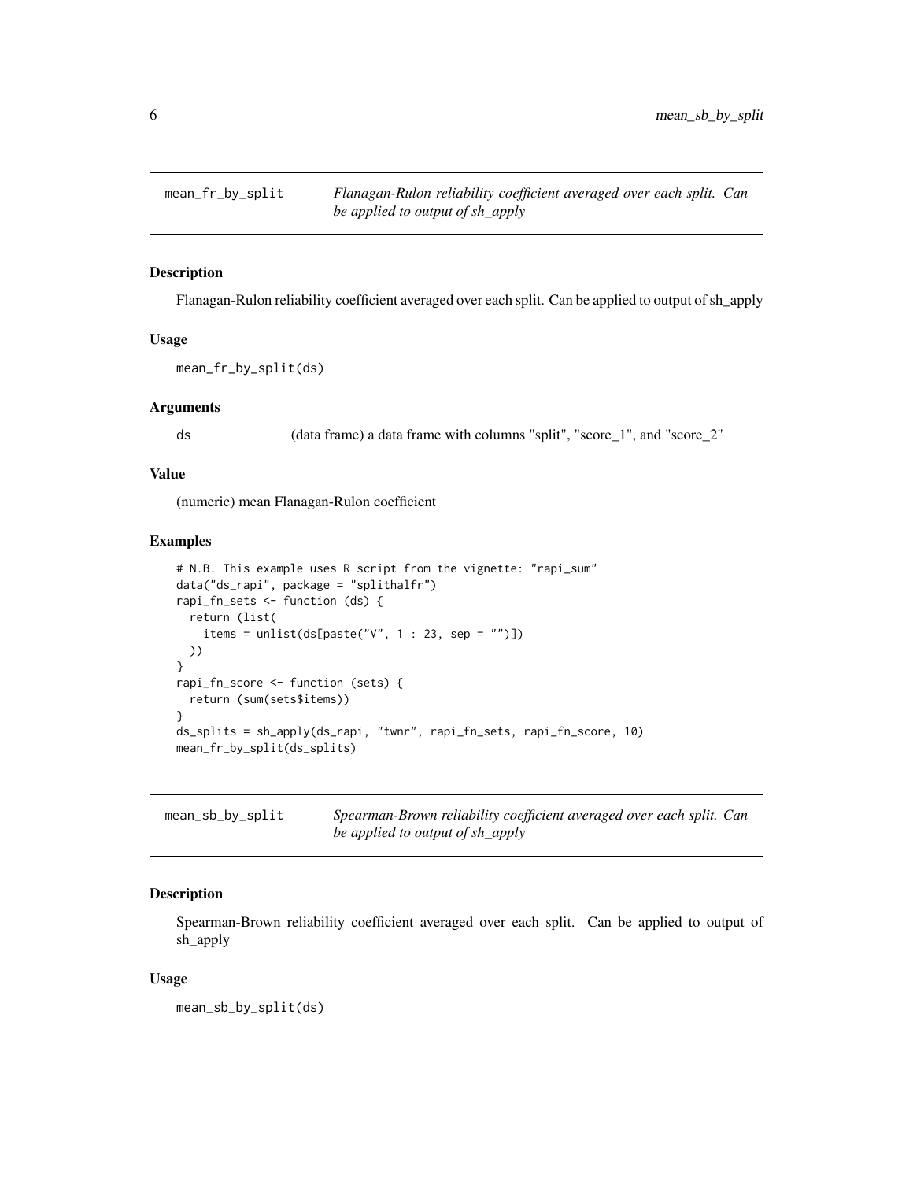## mean_fr_by_split

*Flanagan-Rulon reliability coefficient averaged over each split. Can be applied to output of sh_apply*

### Description

Flanagan-Rulon reliability coefficient averaged over each split. Can be applied to output of sh_apply

### Usage

```
mean_fr_by_split(ds)
```

### Arguments

| | |
|---|---|
| ds | (data frame) a data frame with columns "split", "score_1", and "score_2" |

### Value

(numeric) mean Flanagan-Rulon coefficient

### Examples

```
# N.B. This example uses R script from the vignette: "rapi_sum"
data("ds_rapi", package = "splithalfr")
rapi_fn_sets <- function (ds) {
  return (list(
    items = unlist(ds[paste("V", 1 : 23, sep = "")])
  ))
}
rapi_fn_score <- function (sets) {
  return (sum(sets$items))
}
ds_splits = sh_apply(ds_rapi, "twnr", rapi_fn_sets, rapi_fn_score, 10)
mean_fr_by_split(ds_splits)
```

## mean_sb_by_split

*Spearman-Brown reliability coefficient averaged over each split. Can be applied to output of sh_apply*

### Description

Spearman-Brown reliability coefficient averaged over each split. Can be applied to output of sh_apply

### Usage

```
mean_sb_by_split(ds)
```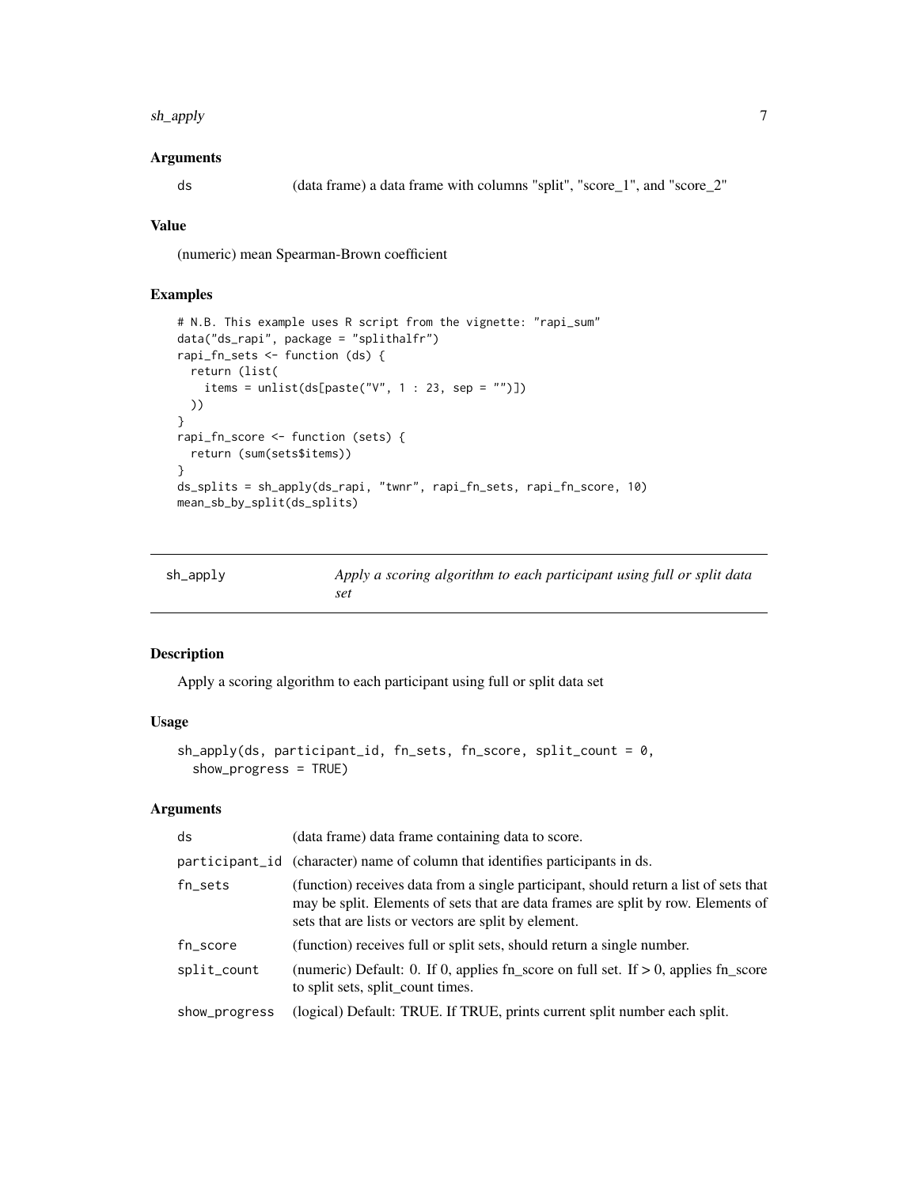### Arguments

ds (data frame) a data frame with columns "split", "score_1", and "score_2"

### Value

(numeric) mean Spearman-Brown coefficient

### Examples

```
# N.B. This example uses R script from the vignette: "rapi_sum"
data("ds_rapi", package = "splithalfr")
rapi_fn_sets <- function (ds) {
  return (list(
    items = unlist(ds[paste("V", 1 : 23, sep = "")])
  ))
}
rapi_fn_score <- function (sets) {
  return (sum(sets$items))
}
ds_splits = sh_apply(ds_rapi, "twnr", rapi_fn_sets, rapi_fn_score, 10)
mean_sb_by_split(ds_splits)
```

---

## sh_apply — *Apply a scoring algorithm to each participant using full or split data set*

### Description

Apply a scoring algorithm to each participant using full or split data set

### Usage

```
sh_apply(ds, participant_id, fn_sets, fn_score, split_count = 0,
  show_progress = TRUE)
```

### Arguments

| | |
|---|---|
| ds | (data frame) data frame containing data to score. |
| participant_id | (character) name of column that identifies participants in ds. |
| fn_sets | (function) receives data from a single participant, should return a list of sets that may be split. Elements of sets that are data frames are split by row. Elements of sets that are lists or vectors are split by element. |
| fn_score | (function) receives full or split sets, should return a single number. |
| split_count | (numeric) Default: 0. If 0, applies fn_score on full set. If > 0, applies fn_score to split sets, split_count times. |
| show_progress | (logical) Default: TRUE. If TRUE, prints current split number each split. |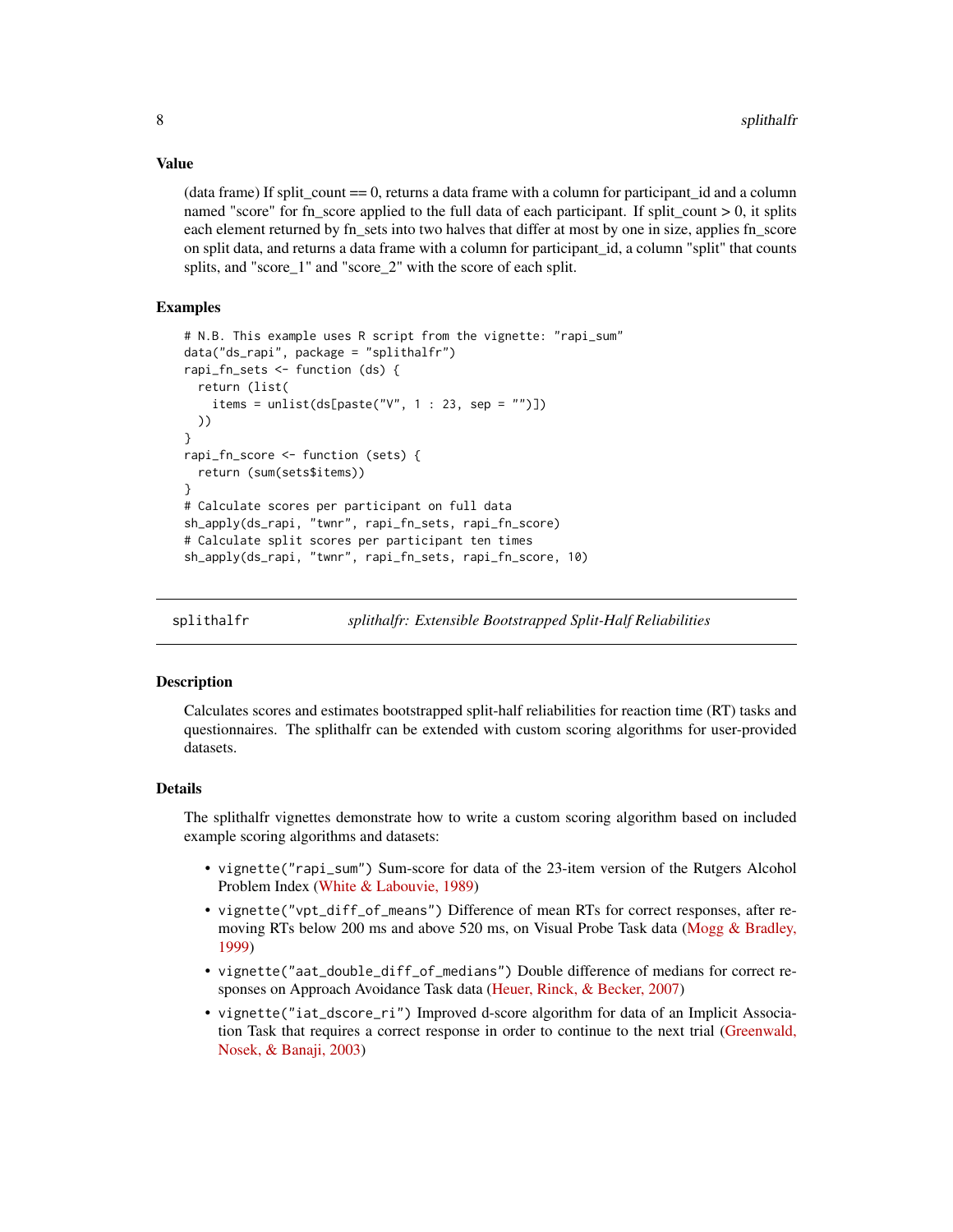### Value

(data frame) If split_count == 0, returns a data frame with a column for participant_id and a column named "score" for fn_score applied to the full data of each participant. If split_count > 0, it splits each element returned by fn_sets into two halves that differ at most by one in size, applies fn_score on split data, and returns a data frame with a column for participant_id, a column "split" that counts splits, and "score_1" and "score_2" with the score of each split.

### Examples

```
# N.B. This example uses R script from the vignette: "rapi_sum"
data("ds_rapi", package = "splithalfr")
rapi_fn_sets <- function (ds) {
  return (list(
    items = unlist(ds[paste("V", 1 : 23, sep = "")])
  ))
}
rapi_fn_score <- function (sets) {
  return (sum(sets$items))
}
# Calculate scores per participant on full data
sh_apply(ds_rapi, "twnr", rapi_fn_sets, rapi_fn_score)
# Calculate split scores per participant ten times
sh_apply(ds_rapi, "twnr", rapi_fn_sets, rapi_fn_score, 10)
```

## splithalfr — *splithalfr: Extensible Bootstrapped Split-Half Reliabilities*

### Description

Calculates scores and estimates bootstrapped split-half reliabilities for reaction time (RT) tasks and questionnaires. The splithalfr can be extended with custom scoring algorithms for user-provided datasets.

### Details

The splithalfr vignettes demonstrate how to write a custom scoring algorithm based on included example scoring algorithms and datasets:

- `vignette("rapi_sum")` Sum-score for data of the 23-item version of the Rutgers Alcohol Problem Index (White & Labouvie, 1989)
- `vignette("vpt_diff_of_means")` Difference of mean RTs for correct responses, after removing RTs below 200 ms and above 520 ms, on Visual Probe Task data (Mogg & Bradley, 1999)
- `vignette("aat_double_diff_of_medians")` Double difference of medians for correct responses on Approach Avoidance Task data (Heuer, Rinck, & Becker, 2007)
- `vignette("iat_dscore_ri")` Improved d-score algorithm for data of an Implicit Association Task that requires a correct response in order to continue to the next trial (Greenwald, Nosek, & Banaji, 2003)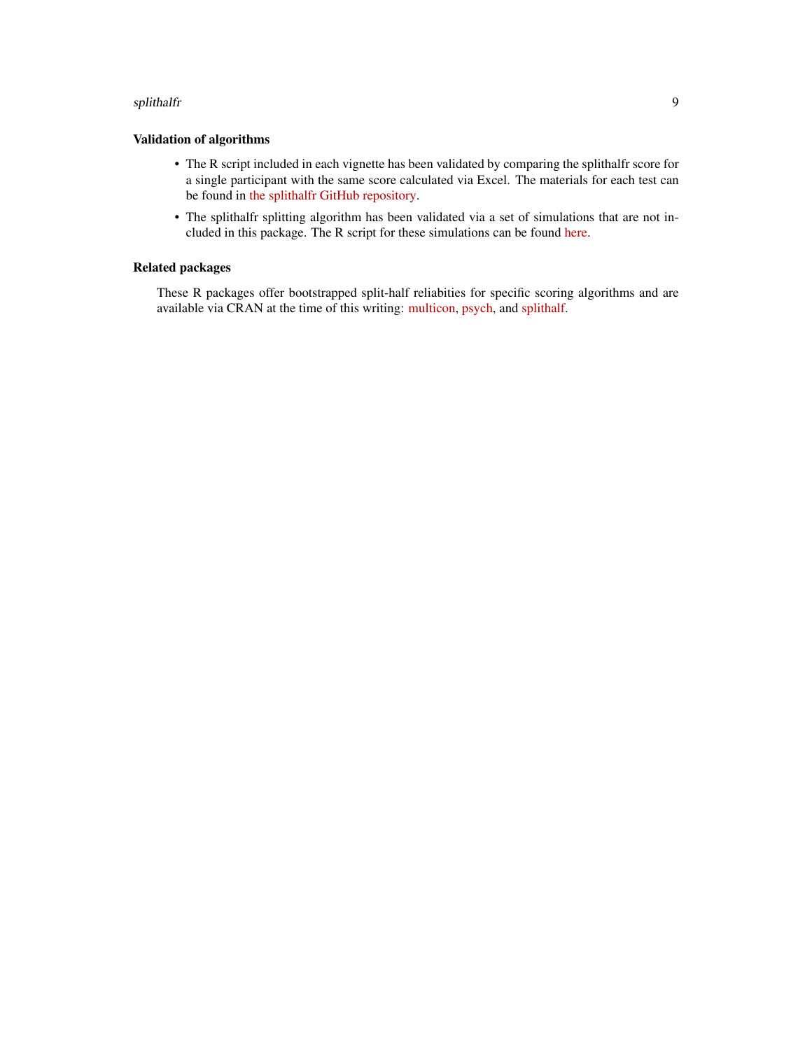### Validation of algorithms

- The R script included in each vignette has been validated by comparing the splithalfr score for a single participant with the same score calculated via Excel. The materials for each test can be found in the splithalfr GitHub repository.
- The splithalfr splitting algorithm has been validated via a set of simulations that are not included in this package. The R script for these simulations can be found here.

### Related packages

These R packages offer bootstrapped split-half reliabities for specific scoring algorithms and are available via CRAN at the time of this writing: multicon, psych, and splithalf.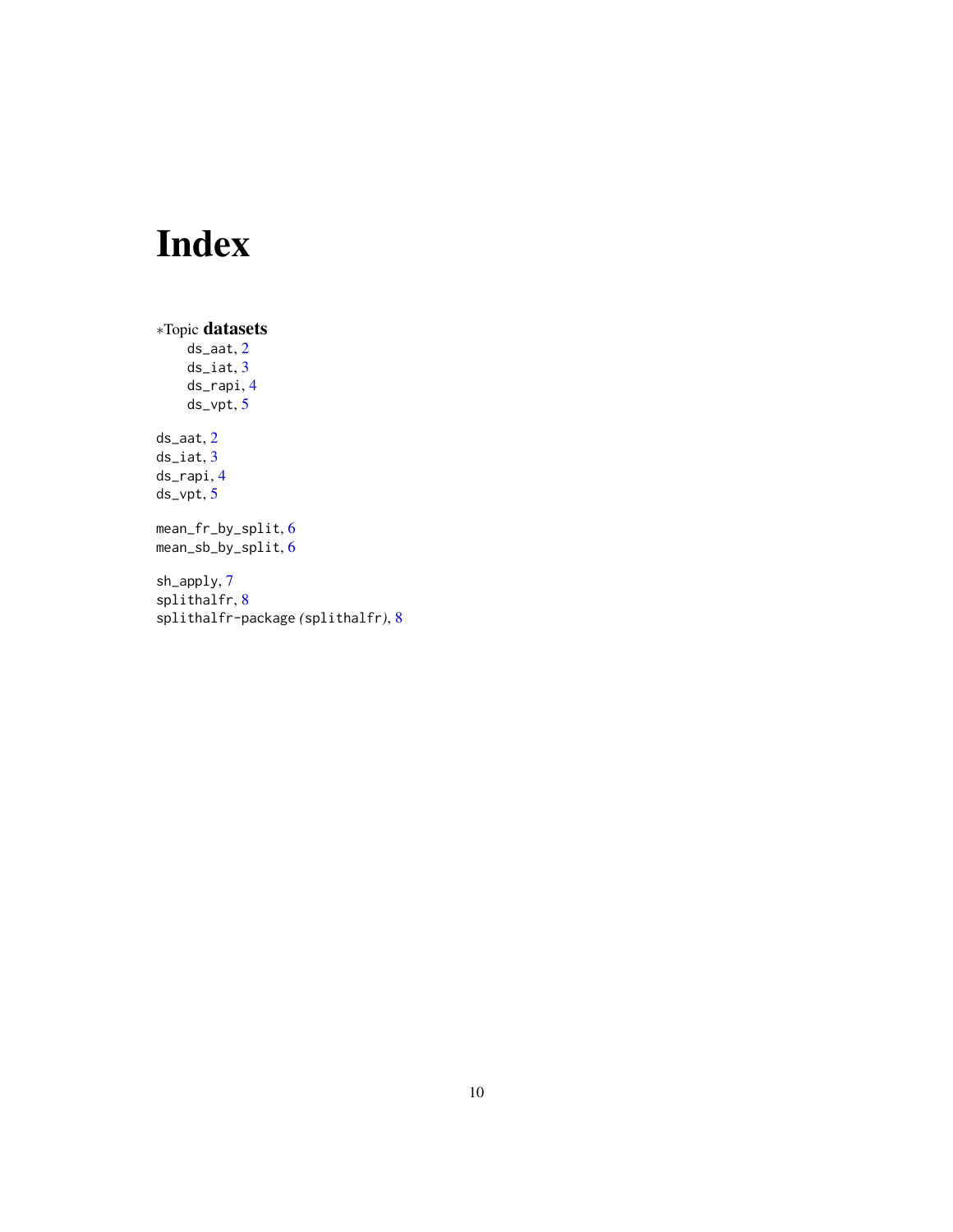# Index

*Topic **datasets**
  ds_aat, 2
  ds_iat, 3
  ds_rapi, 4
  ds_vpt, 5

ds_aat, 2
ds_iat, 3
ds_rapi, 4
ds_vpt, 5

mean_fr_by_split, 6
mean_sb_by_split, 6

sh_apply, 7
splithalfr, 8
splithalfr-package *(splithalfr)*, 8